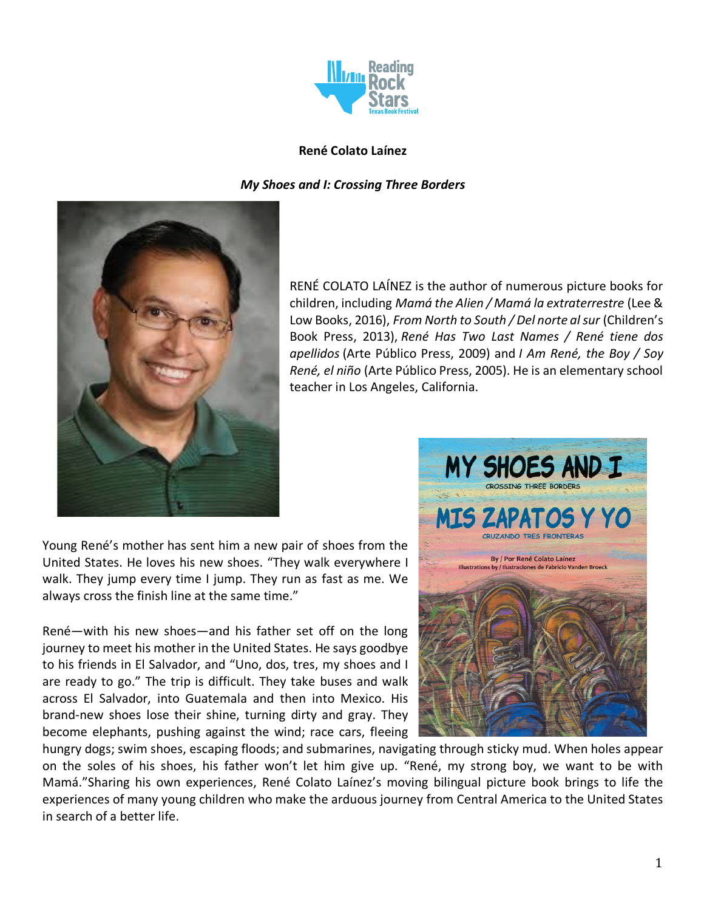**René Colato Laínez**

***My Shoes and I: Crossing Three Borders***

RENÉ COLATO LAÍNEZ is the author of numerous picture books for children, including *Mamá the Alien / Mamá la extraterrestre* (Lee & Low Books, 2016), *From North to South / Del norte al sur* (Children's Book Press, 2013), *René Has Two Last Names / René tiene dos apellidos* (Arte Público Press, 2009) and *I Am René, the Boy / Soy René, el niño* (Arte Público Press, 2005). He is an elementary school teacher in Los Angeles, California.

Young René's mother has sent him a new pair of shoes from the United States. He loves his new shoes. "They walk everywhere I walk. They jump every time I jump. They run as fast as me. We always cross the finish line at the same time."

René—with his new shoes—and his father set off on the long journey to meet his mother in the United States. He says goodbye to his friends in El Salvador, and "Uno, dos, tres, my shoes and I are ready to go." The trip is difficult. They take buses and walk across El Salvador, into Guatemala and then into Mexico. His brand-new shoes lose their shine, turning dirty and gray. They become elephants, pushing against the wind; race cars, fleeing hungry dogs; swim shoes, escaping floods; and submarines, navigating through sticky mud. When holes appear on the soles of his shoes, his father won't let him give up. "René, my strong boy, we want to be with Mamá."Sharing his own experiences, René Colato Laínez's moving bilingual picture book brings to life the experiences of many young children who make the arduous journey from Central America to the United States in search of a better life.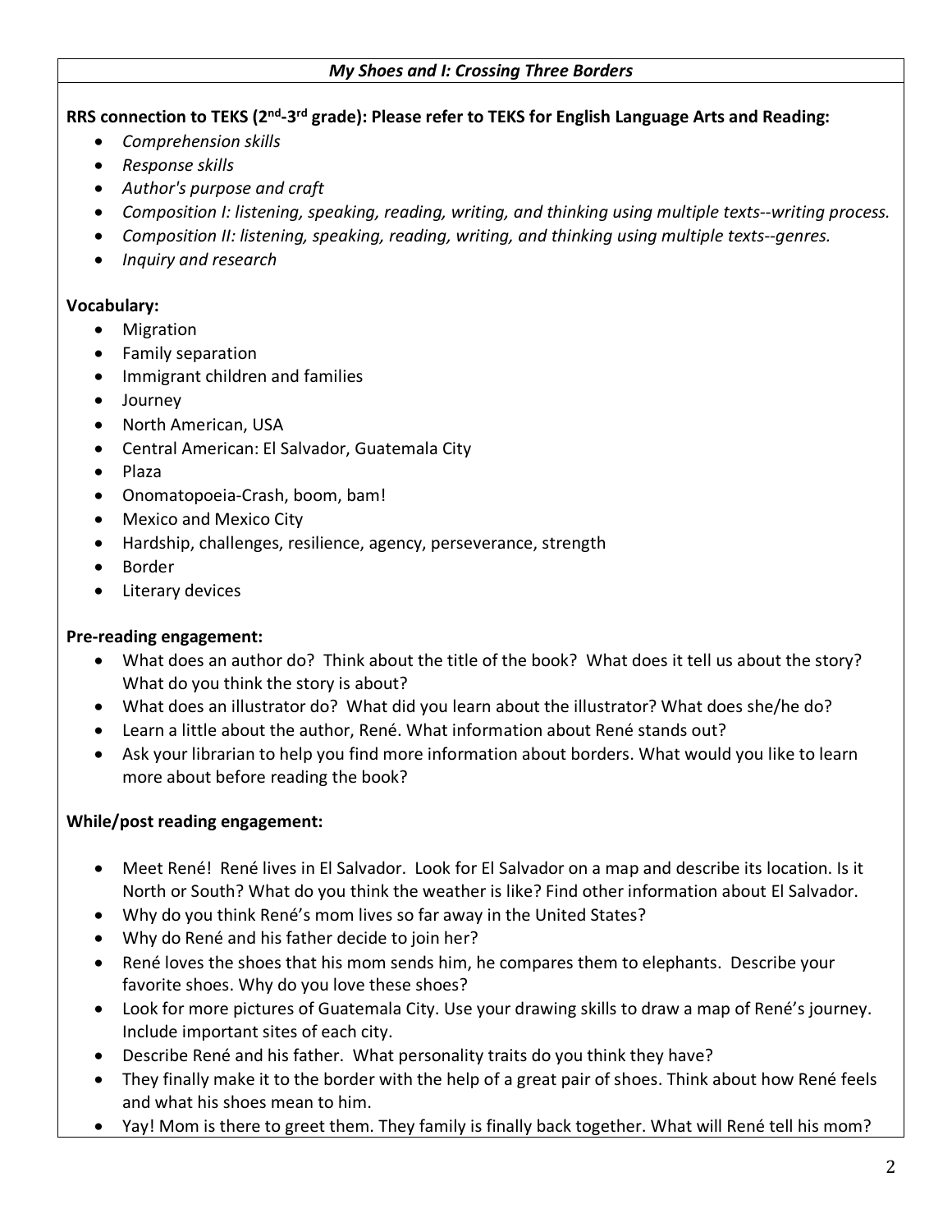*My Shoes and I: Crossing Three Borders*

**RRS connection to TEKS (2nd-3rd grade): Please refer to TEKS for English Language Arts and Reading:**

- *Comprehension skills*
- *Response skills*
- *Author's purpose and craft*
- *Composition I: listening, speaking, reading, writing, and thinking using multiple texts--writing process.*
- *Composition II: listening, speaking, reading, writing, and thinking using multiple texts--genres.*
- *Inquiry and research*

**Vocabulary:**

- Migration
- Family separation
- Immigrant children and families
- Journey
- North American, USA
- Central American: El Salvador, Guatemala City
- Plaza
- Onomatopoeia-Crash, boom, bam!
- Mexico and Mexico City
- Hardship, challenges, resilience, agency, perseverance, strength
- Border
- Literary devices

**Pre-reading engagement:**

- What does an author do? Think about the title of the book? What does it tell us about the story? What do you think the story is about?
- What does an illustrator do? What did you learn about the illustrator? What does she/he do?
- Learn a little about the author, René. What information about René stands out?
- Ask your librarian to help you find more information about borders. What would you like to learn more about before reading the book?

**While/post reading engagement:**

- Meet René! René lives in El Salvador. Look for El Salvador on a map and describe its location. Is it North or South? What do you think the weather is like? Find other information about El Salvador.
- Why do you think René's mom lives so far away in the United States?
- Why do René and his father decide to join her?
- René loves the shoes that his mom sends him, he compares them to elephants. Describe your favorite shoes. Why do you love these shoes?
- Look for more pictures of Guatemala City. Use your drawing skills to draw a map of René's journey. Include important sites of each city.
- Describe René and his father. What personality traits do you think they have?
- They finally make it to the border with the help of a great pair of shoes. Think about how René feels and what his shoes mean to him.
- Yay! Mom is there to greet them. They family is finally back together. What will René tell his mom?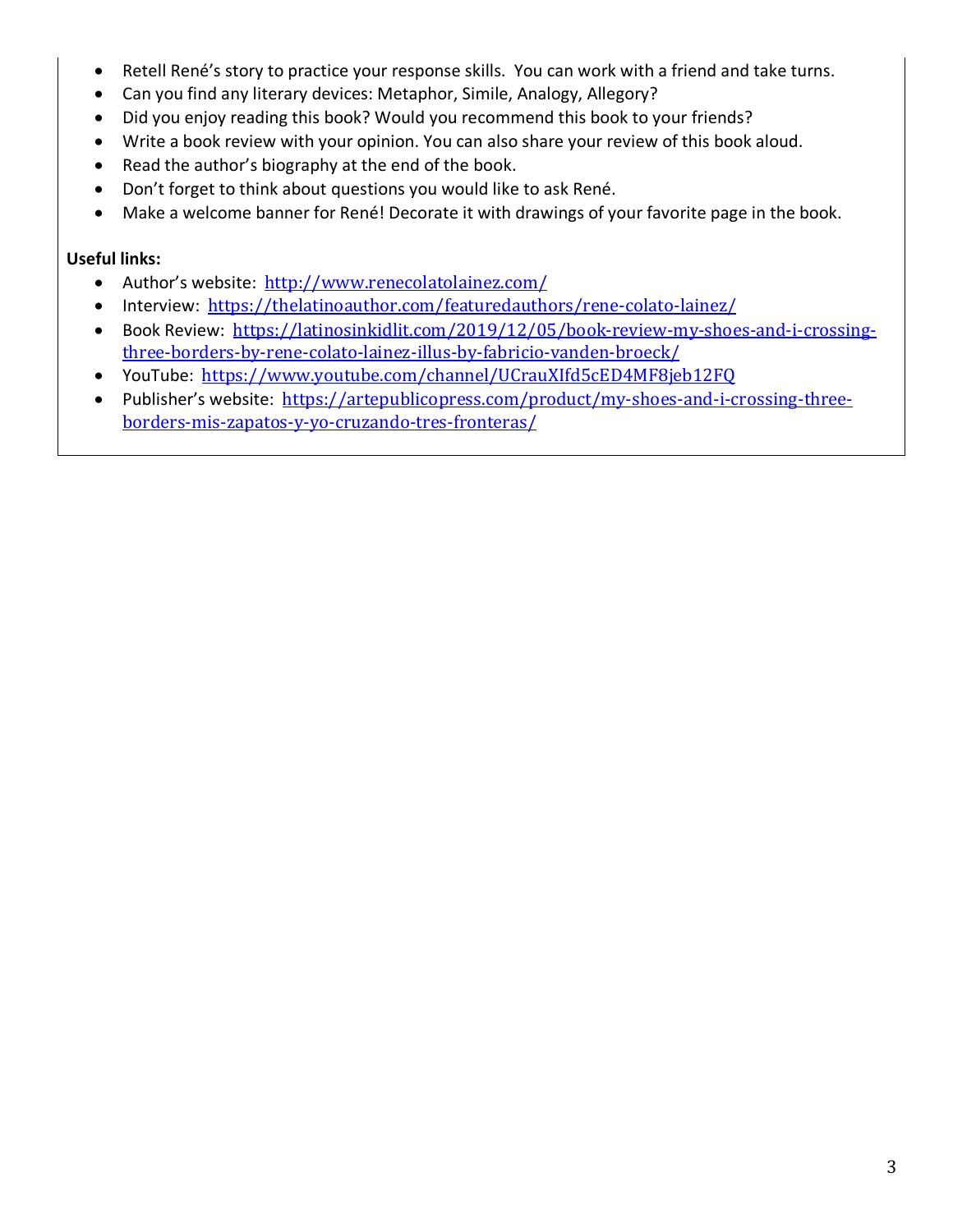- Retell René's story to practice your response skills. You can work with a friend and take turns.
- Can you find any literary devices: Metaphor, Simile, Analogy, Allegory?
- Did you enjoy reading this book? Would you recommend this book to your friends?
- Write a book review with your opinion. You can also share your review of this book aloud.
- Read the author's biography at the end of the book.
- Don't forget to think about questions you would like to ask René.
- Make a welcome banner for René! Decorate it with drawings of your favorite page in the book.

**Useful links:**

- Author's website: http://www.renecolatolainez.com/
- Interview: https://thelatinoauthor.com/featuredauthors/rene-colato-lainez/
- Book Review: https://latinosinkidlit.com/2019/12/05/book-review-my-shoes-and-i-crossing-three-borders-by-rene-colato-lainez-illus-by-fabricio-vanden-broeck/
- YouTube: https://www.youtube.com/channel/UCrauXIfd5cED4MF8jeb12FQ
- Publisher's website: https://artepublicopress.com/product/my-shoes-and-i-crossing-three-borders-mis-zapatos-y-yo-cruzando-tres-fronteras/